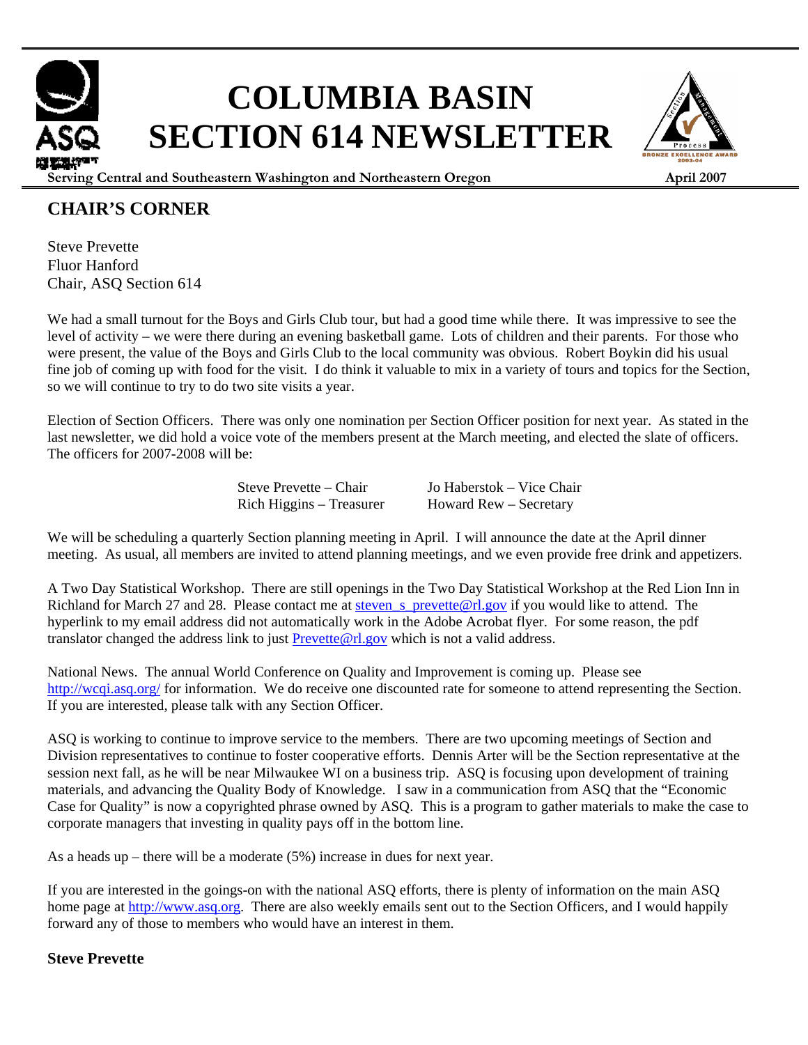# COLUMBIA BASIN SECTION 614 NEWSLETTER

**Serving Central and Southeastern Washington and Northeastern Oregon** **April 2007**

## CHAIR'S CORNER

Steve Prevette
Fluor Hanford
Chair, ASQ Section 614

We had a small turnout for the Boys and Girls Club tour, but had a good time while there. It was impressive to see the level of activity – we were there during an evening basketball game. Lots of children and their parents. For those who were present, the value of the Boys and Girls Club to the local community was obvious. Robert Boykin did his usual fine job of coming up with food for the visit. I do think it valuable to mix in a variety of tours and topics for the Section, so we will continue to try to do two site visits a year.

Election of Section Officers. There was only one nomination per Section Officer position for next year. As stated in the last newsletter, we did hold a voice vote of the members present at the March meeting, and elected the slate of officers. The officers for 2007-2008 will be:

| | |
|---|---|
| Steve Prevette – Chair | Jo Haberstok – Vice Chair |
| Rich Higgins – Treasurer | Howard Rew – Secretary |

We will be scheduling a quarterly Section planning meeting in April. I will announce the date at the April dinner meeting. As usual, all members are invited to attend planning meetings, and we even provide free drink and appetizers.

A Two Day Statistical Workshop. There are still openings in the Two Day Statistical Workshop at the Red Lion Inn in Richland for March 27 and 28. Please contact me at steven_s_prevette@rl.gov if you would like to attend. The hyperlink to my email address did not automatically work in the Adobe Acrobat flyer. For some reason, the pdf translator changed the address link to just Prevette@rl.gov which is not a valid address.

National News. The annual World Conference on Quality and Improvement is coming up. Please see http://wcqi.asq.org/ for information. We do receive one discounted rate for someone to attend representing the Section. If you are interested, please talk with any Section Officer.

ASQ is working to continue to improve service to the members. There are two upcoming meetings of Section and Division representatives to continue to foster cooperative efforts. Dennis Arter will be the Section representative at the session next fall, as he will be near Milwaukee WI on a business trip. ASQ is focusing upon development of training materials, and advancing the Quality Body of Knowledge. I saw in a communication from ASQ that the "Economic Case for Quality" is now a copyrighted phrase owned by ASQ. This is a program to gather materials to make the case to corporate managers that investing in quality pays off in the bottom line.

As a heads up – there will be a moderate (5%) increase in dues for next year.

If you are interested in the goings-on with the national ASQ efforts, there is plenty of information on the main ASQ home page at http://www.asq.org. There are also weekly emails sent out to the Section Officers, and I would happily forward any of those to members who would have an interest in them.

**Steve Prevette**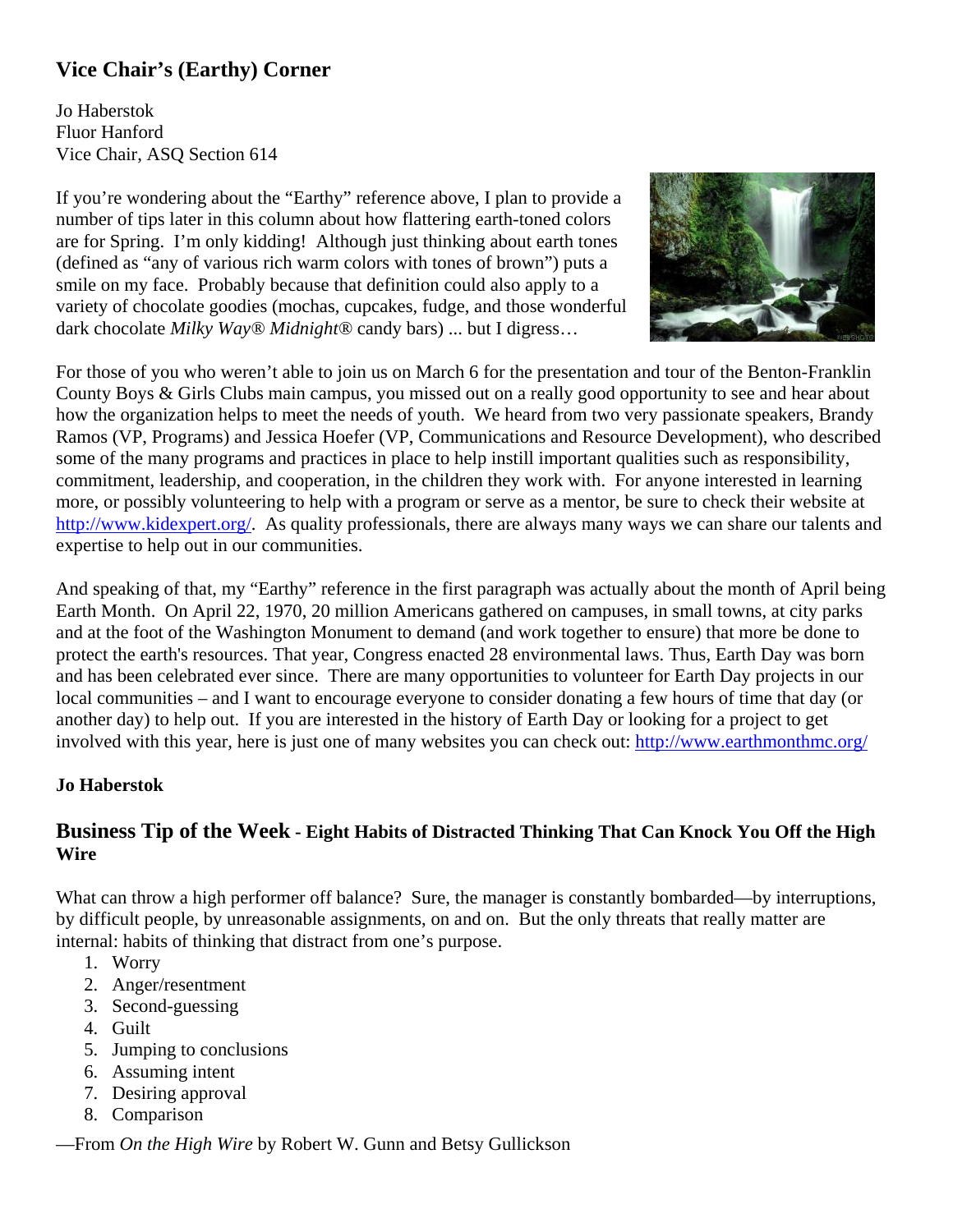## Vice Chair's (Earthy) Corner

Jo Haberstok
Fluor Hanford
Vice Chair, ASQ Section 614

If you're wondering about the "Earthy" reference above, I plan to provide a number of tips later in this column about how flattering earth-toned colors are for Spring. I'm only kidding! Although just thinking about earth tones (defined as "any of various rich warm colors with tones of brown") puts a smile on my face. Probably because that definition could also apply to a variety of chocolate goodies (mochas, cupcakes, fudge, and those wonderful dark chocolate *Milky Way® Midnight®* candy bars) ... but I digress…

For those of you who weren't able to join us on March 6 for the presentation and tour of the Benton-Franklin County Boys & Girls Clubs main campus, you missed out on a really good opportunity to see and hear about how the organization helps to meet the needs of youth. We heard from two very passionate speakers, Brandy Ramos (VP, Programs) and Jessica Hoefer (VP, Communications and Resource Development), who described some of the many programs and practices in place to help instill important qualities such as responsibility, commitment, leadership, and cooperation, in the children they work with. For anyone interested in learning more, or possibly volunteering to help with a program or serve as a mentor, be sure to check their website at http://www.kidexpert.org/. As quality professionals, there are always many ways we can share our talents and expertise to help out in our communities.

And speaking of that, my "Earthy" reference in the first paragraph was actually about the month of April being Earth Month. On April 22, 1970, 20 million Americans gathered on campuses, in small towns, at city parks and at the foot of the Washington Monument to demand (and work together to ensure) that more be done to protect the earth's resources. That year, Congress enacted 28 environmental laws. Thus, Earth Day was born and has been celebrated ever since. There are many opportunities to volunteer for Earth Day projects in our local communities – and I want to encourage everyone to consider donating a few hours of time that day (or another day) to help out. If you are interested in the history of Earth Day or looking for a project to get involved with this year, here is just one of many websites you can check out: http://www.earthmonthmc.org/

**Jo Haberstok**

## Business Tip of the Week - Eight Habits of Distracted Thinking That Can Knock You Off the High Wire

What can throw a high performer off balance? Sure, the manager is constantly bombarded—by interruptions, by difficult people, by unreasonable assignments, on and on. But the only threats that really matter are internal: habits of thinking that distract from one's purpose.

1. Worry
2. Anger/resentment
3. Second-guessing
4. Guilt
5. Jumping to conclusions
6. Assuming intent
7. Desiring approval
8. Comparison

—From *On the High Wire* by Robert W. Gunn and Betsy Gullickson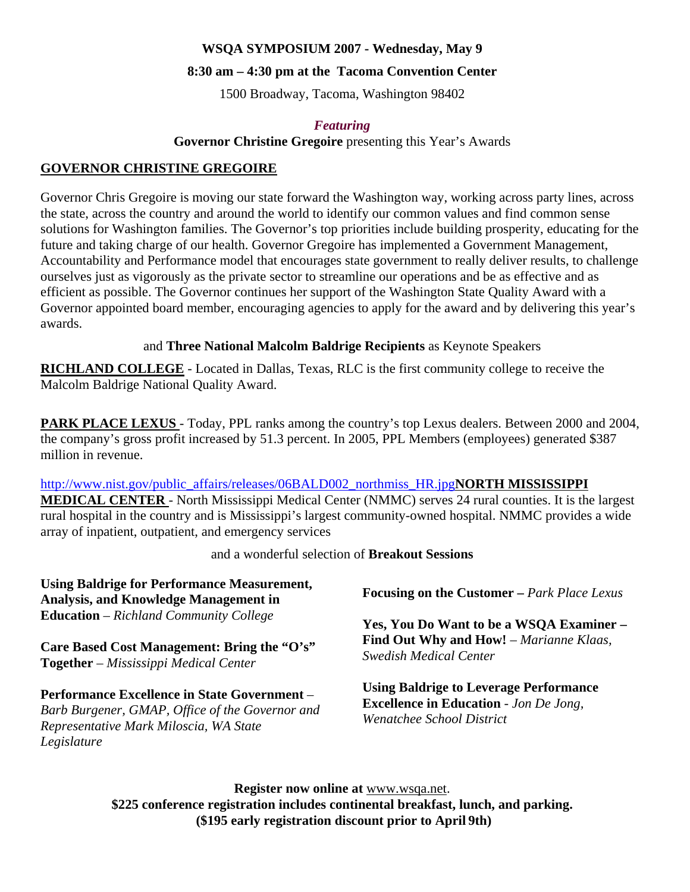**WSQA SYMPOSIUM 2007 - Wednesday, May 9**

**8:30 am – 4:30 pm at the Tacoma Convention Center**

1500 Broadway, Tacoma, Washington 98402

***Featuring***

**Governor Christine Gregoire** presenting this Year's Awards

## GOVERNOR CHRISTINE GREGOIRE

Governor Chris Gregoire is moving our state forward the Washington way, working across party lines, across the state, across the country and around the world to identify our common values and find common sense solutions for Washington families. The Governor's top priorities include building prosperity, educating for the future and taking charge of our health. Governor Gregoire has implemented a Government Management, Accountability and Performance model that encourages state government to really deliver results, to challenge ourselves just as vigorously as the private sector to streamline our operations and be as effective and as efficient as possible. The Governor continues her support of the Washington State Quality Award with a Governor appointed board member, encouraging agencies to apply for the award and by delivering this year's awards.

and **Three National Malcolm Baldrige Recipients** as Keynote Speakers

**RICHLAND COLLEGE** - Located in Dallas, Texas, RLC is the first community college to receive the Malcolm Baldrige National Quality Award.

**PARK PLACE LEXUS** - Today, PPL ranks among the country's top Lexus dealers. Between 2000 and 2004, the company's gross profit increased by 51.3 percent. In 2005, PPL Members (employees) generated $387 million in revenue.

http://www.nist.gov/public_affairs/releases/06BALD002_northmiss_HR.jpg**NORTH MISSISSIPPI MEDICAL CENTER** - North Mississippi Medical Center (NMMC) serves 24 rural counties. It is the largest rural hospital in the country and is Mississippi's largest community-owned hospital. NMMC provides a wide array of inpatient, outpatient, and emergency services

and a wonderful selection of **Breakout Sessions**

**Using Baldrige for Performance Measurement, Analysis, and Knowledge Management in Education** – *Richland Community College*

**Care Based Cost Management: Bring the "O's" Together** – *Mississippi Medical Center*

**Performance Excellence in State Government** – *Barb Burgener, GMAP, Office of the Governor and Representative Mark Miloscia, WA State Legislature*

**Focusing on the Customer –** *Park Place Lexus*

**Yes, You Do Want to be a WSQA Examiner – Find Out Why and How!** – *Marianne Klaas, Swedish Medical Center*

**Using Baldrige to Leverage Performance Excellence in Education** - *Jon De Jong, Wenatchee School District*

**Register now online at** www.wsqa.net.
**$225 conference registration includes continental breakfast, lunch, and parking.**
**($195 early registration discount prior to April 9th)**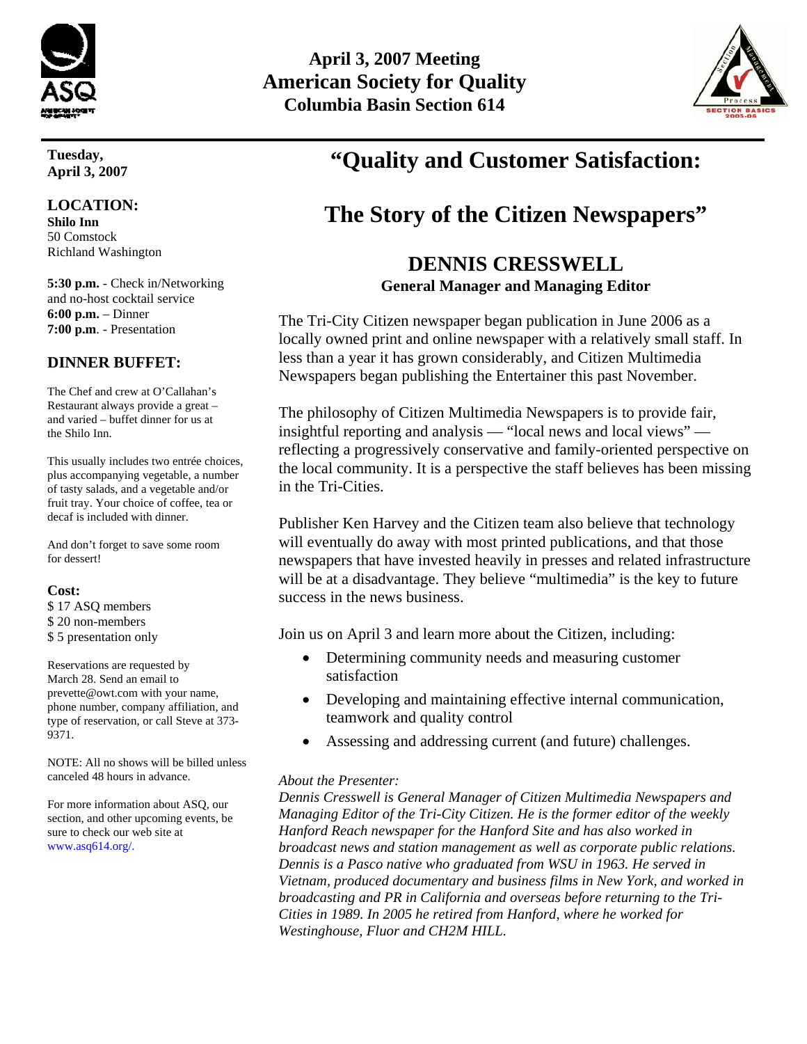# April 3, 2007 Meeting
# American Society for Quality
## Columbia Basin Section 614

**Tuesday, April 3, 2007**

## LOCATION:

**Shilo Inn**
50 Comstock
Richland Washington

**5:30 p.m.** - Check in/Networking and no-host cocktail service
**6:00 p.m.** – Dinner
**7:00 p.m.** - Presentation

## DINNER BUFFET:

The Chef and crew at O'Callahan's Restaurant always provide a great – and varied – buffet dinner for us at the Shilo Inn.

This usually includes two entrée choices, plus accompanying vegetable, a number of tasty salads, and a vegetable and/or fruit tray. Your choice of coffee, tea or decaf is included with dinner.

And don't forget to save some room for dessert!

**Cost:**
$ 17 ASQ members
$ 20 non-members
$ 5 presentation only

Reservations are requested by March 28. Send an email to prevette@owt.com with your name, phone number, company affiliation, and type of reservation, or call Steve at 373-9371.

NOTE: All no shows will be billed unless canceled 48 hours in advance.

For more information about ASQ, our section, and other upcoming events, be sure to check our web site at www.asq614.org/.

# "Quality and Customer Satisfaction:

# The Story of the Citizen Newspapers"

## DENNIS CRESSWELL

**General Manager and Managing Editor**

The Tri-City Citizen newspaper began publication in June 2006 as a locally owned print and online newspaper with a relatively small staff. In less than a year it has grown considerably, and Citizen Multimedia Newspapers began publishing the Entertainer this past November.

The philosophy of Citizen Multimedia Newspapers is to provide fair, insightful reporting and analysis — "local news and local views" — reflecting a progressively conservative and family-oriented perspective on the local community. It is a perspective the staff believes has been missing in the Tri-Cities.

Publisher Ken Harvey and the Citizen team also believe that technology will eventually do away with most printed publications, and that those newspapers that have invested heavily in presses and related infrastructure will be at a disadvantage. They believe "multimedia" is the key to future success in the news business.

Join us on April 3 and learn more about the Citizen, including:

- Determining community needs and measuring customer satisfaction
- Developing and maintaining effective internal communication, teamwork and quality control
- Assessing and addressing current (and future) challenges.

*About the Presenter:*
*Dennis Cresswell is General Manager of Citizen Multimedia Newspapers and Managing Editor of the Tri-City Citizen. He is the former editor of the weekly Hanford Reach newspaper for the Hanford Site and has also worked in broadcast news and station management as well as corporate public relations. Dennis is a Pasco native who graduated from WSU in 1963. He served in Vietnam, produced documentary and business films in New York, and worked in broadcasting and PR in California and overseas before returning to the Tri-Cities in 1989. In 2005 he retired from Hanford, where he worked for Westinghouse, Fluor and CH2M HILL.*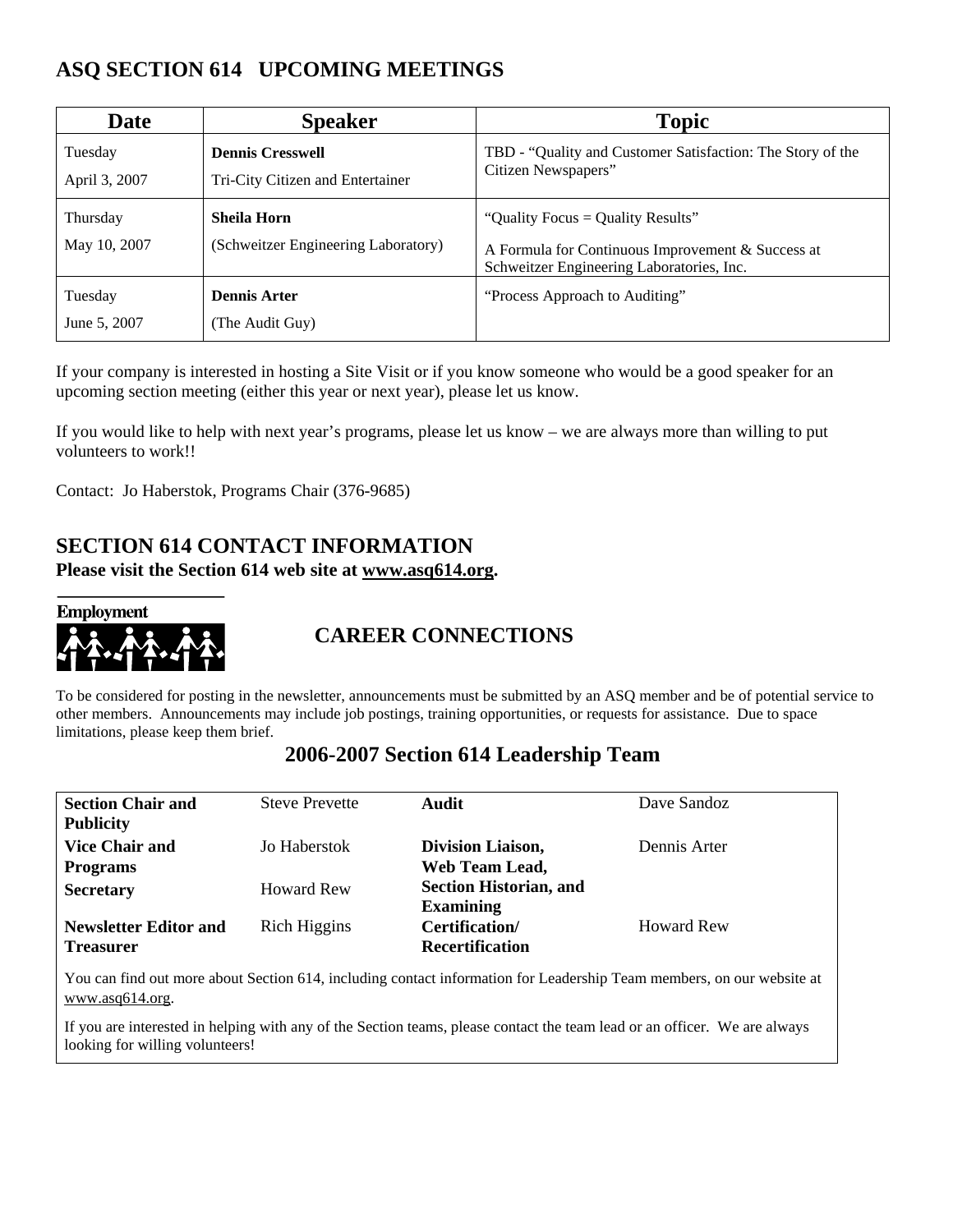## ASQ SECTION 614 UPCOMING MEETINGS

| Date | Speaker | Topic |
|---|---|---|
| Tuesday<br>April 3, 2007 | **Dennis Cresswell**<br>Tri-City Citizen and Entertainer | TBD - "Quality and Customer Satisfaction: The Story of the Citizen Newspapers" |
| Thursday<br>May 10, 2007 | **Sheila Horn**<br>(Schweitzer Engineering Laboratory) | "Quality Focus = Quality Results"<br>A Formula for Continuous Improvement & Success at Schweitzer Engineering Laboratories, Inc. |
| Tuesday<br>June 5, 2007 | **Dennis Arter**<br>(The Audit Guy) | "Process Approach to Auditing" |

If your company is interested in hosting a Site Visit or if you know someone who would be a good speaker for an upcoming section meeting (either this year or next year), please let us know.

If you would like to help with next year's programs, please let us know – we are always more than willing to put volunteers to work!!

Contact: Jo Haberstok, Programs Chair (376-9685)

## SECTION 614 CONTACT INFORMATION

**Please visit the Section 614 web site at www.asq614.org.**

Employment

## CAREER CONNECTIONS

To be considered for posting in the newsletter, announcements must be submitted by an ASQ member and be of potential service to other members. Announcements may include job postings, training opportunities, or requests for assistance. Due to space limitations, please keep them brief.

## 2006-2007 Section 614 Leadership Team

| | | | |
|---|---|---|---|
| **Section Chair and Publicity** | Steve Prevette | **Audit** | Dave Sandoz |
| **Vice Chair and Programs** | Jo Haberstok | **Division Liaison, Web Team Lead, Section Historian, and Examining** | Dennis Arter |
| **Secretary** | Howard Rew | | |
| **Newsletter Editor and Treasurer** | Rich Higgins | **Certification/ Recertification** | Howard Rew |

You can find out more about Section 614, including contact information for Leadership Team members, on our website at www.asq614.org.

If you are interested in helping with any of the Section teams, please contact the team lead or an officer. We are always looking for willing volunteers!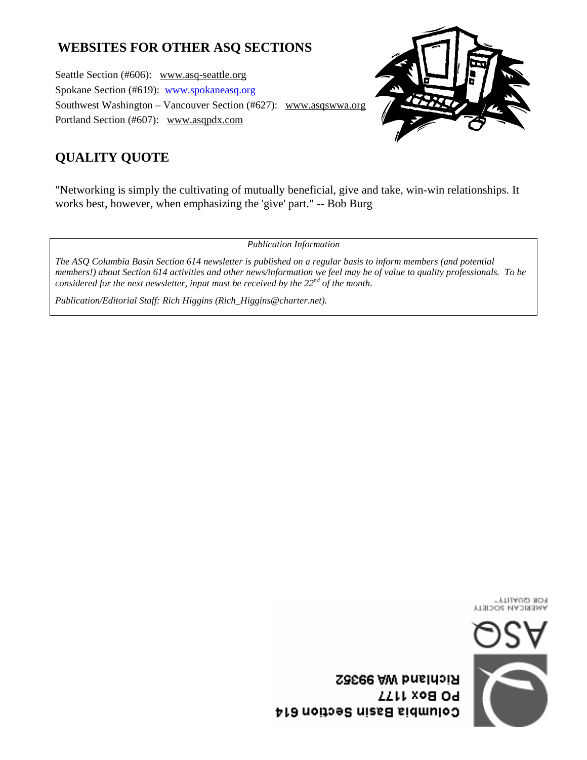## WEBSITES FOR OTHER ASQ SECTIONS

Seattle Section (#606): www.asq-seattle.org
Spokane Section (#619): www.spokaneasq.org
Southwest Washington – Vancouver Section (#627): www.asqswwa.org
Portland Section (#607): www.asqpdx.com

## QUALITY QUOTE

"Networking is simply the cultivating of mutually beneficial, give and take, win-win relationships. It works best, however, when emphasizing the 'give' part." -- Bob Burg

*Publication Information*

*The ASQ Columbia Basin Section 614 newsletter is published on a regular basis to inform members (and potential members!) about Section 614 activities and other news/information we feel may be of value to quality professionals. To be considered for the next newsletter, input must be received by the 22nd of the month.*

*Publication/Editorial Staff: Rich Higgins (Rich_Higgins@charter.net).*

AMERICAN SOCIETY FOR QUALITY

Columbia Basin Section 614
PO Box 1177
Richland WA 99352